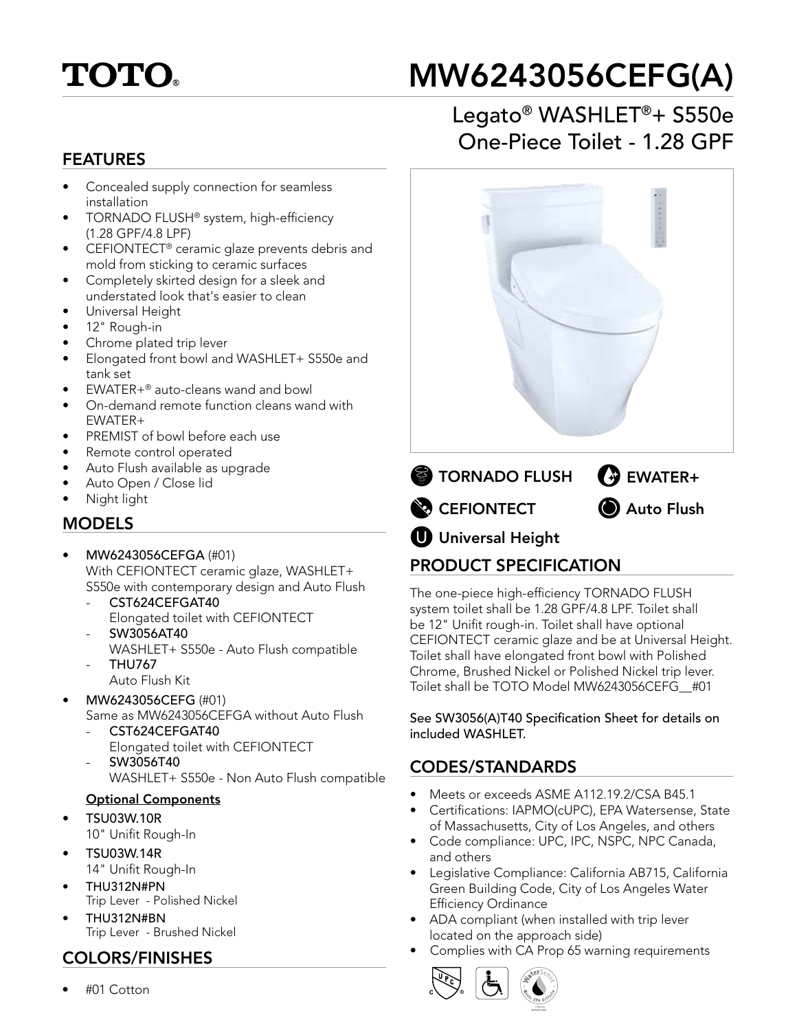# TOTO®

# MW6243056CEFG(A)

## Legato® WASHLET®+ S550e One-Piece Toilet - 1.28 GPF

## FEATURES

- Concealed supply connection for seamless installation
- TORNADO FLUSH® system, high-efficiency (1.28 GPF/4.8 LPF)
- CEFIONTECT® ceramic glaze prevents debris and mold from sticking to ceramic surfaces
- Completely skirted design for a sleek and understated look that's easier to clean
- Universal Height
- 12" Rough-in
- Chrome plated trip lever
- Elongated front bowl and WASHLET+ S550e and tank set
- EWATER+® auto-cleans wand and bowl
- On-demand remote function cleans wand with EWATER+
- PREMIST of bowl before each use
- Remote control operated
- Auto Flush available as upgrade
- Auto Open / Close lid
- Night light

## MODELS

- **MW6243056CEFGA** (#01)
  With CEFIONTECT ceramic glaze, WASHLET+ S550e with contemporary design and Auto Flush
  - **CST624CEFGAT40**
    Elongated toilet with CEFIONTECT
  - **SW3056AT40**
    WASHLET+ S550e - Auto Flush compatible
  - **THU767**
    Auto Flush Kit
- **MW6243056CEFG** (#01)
  Same as MW6243056CEFGA without Auto Flush
  - **CST624CEFGAT40**
    Elongated toilet with CEFIONTECT
  - **SW3056T40**
    WASHLET+ S550e - Non Auto Flush compatible

**Optional Components**

- **TSU03W.10R**
  10" Unifit Rough-In
- **TSU03W.14R**
  14" Unifit Rough-In
- **THU312N#PN**
  Trip Lever - Polished Nickel
- **THU312N#BN**
  Trip Lever - Brushed Nickel

## COLORS/FINISHES

- #01 Cotton

TORNADO FLUSH | EWATER+ | CEFIONTECT | Auto Flush | Universal Height

## PRODUCT SPECIFICATION

The one-piece high-efficiency TORNADO FLUSH system toilet shall be 1.28 GPF/4.8 LPF. Toilet shall be 12" Unifit rough-in. Toilet shall have optional CEFIONTECT ceramic glaze and be at Universal Height. Toilet shall have elongated front bowl with Polished Chrome, Brushed Nickel or Polished Nickel trip lever. Toilet shall be TOTO Model MW6243056CEFG__#01

See SW3056(A)T40 Specification Sheet for details on included WASHLET.

## CODES/STANDARDS

- Meets or exceeds ASME A112.19.2/CSA B45.1
- Certifications: IAPMO(cUPC), EPA Watersense, State of Massachusetts, City of Los Angeles, and others
- Code compliance: UPC, IPC, NSPC, NPC Canada, and others
- Legislative Compliance: California AB715, California Green Building Code, City of Los Angeles Water Efficiency Ordinance
- ADA compliant (when installed with trip lever located on the approach side)
- Complies with CA Prop 65 warning requirements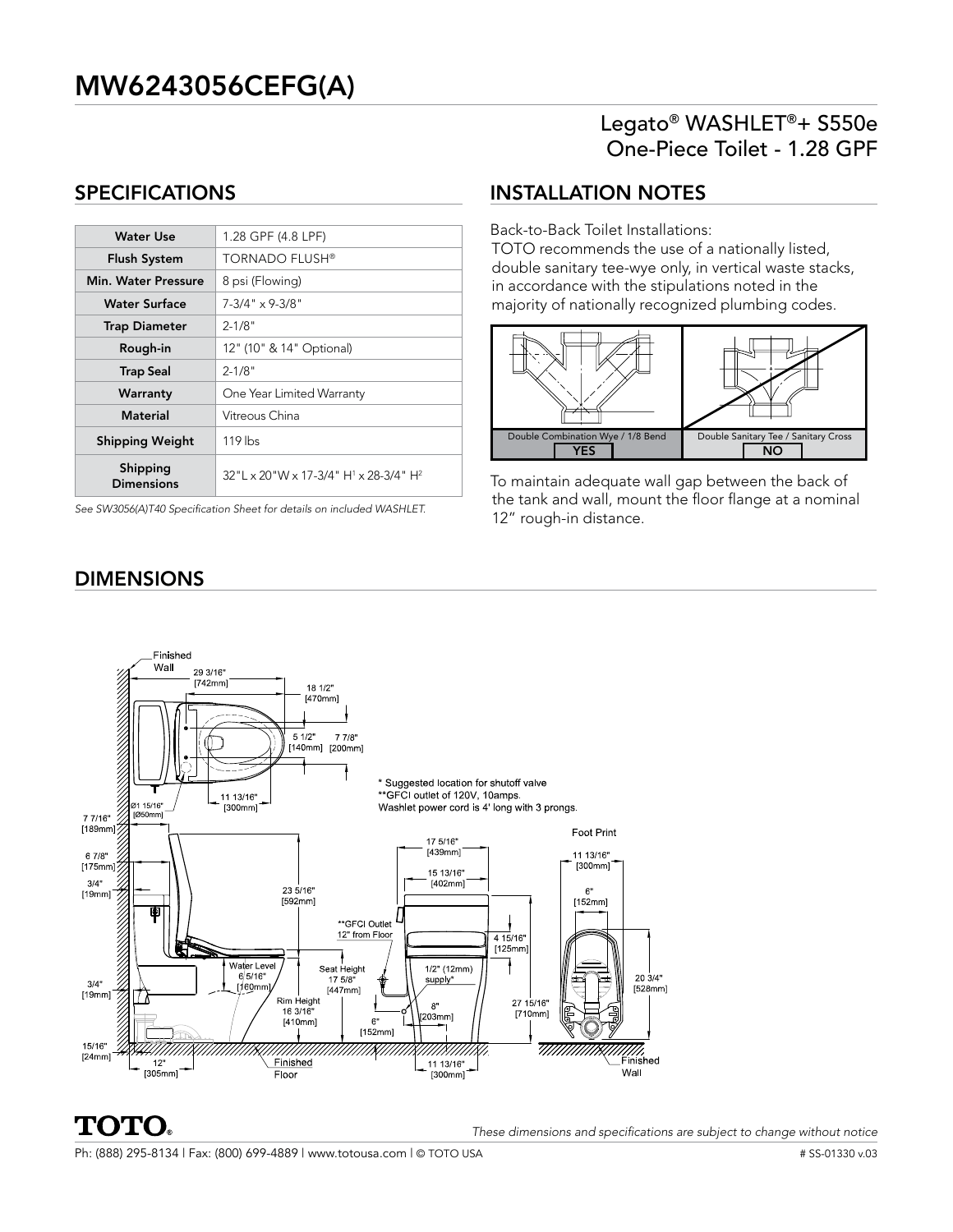# MW6243056CEFG(A)

Legato® WASHLET®+ S550e
One-Piece Toilet - 1.28 GPF

## SPECIFICATIONS

| | |
|---|---|
| **Water Use** | 1.28 GPF (4.8 LPF) |
| **Flush System** | TORNADO FLUSH® |
| **Min. Water Pressure** | 8 psi (Flowing) |
| **Water Surface** | 7-3/4" x 9-3/8" |
| **Trap Diameter** | 2-1/8" |
| **Rough-in** | 12" (10" & 14" Optional) |
| **Trap Seal** | 2-1/8" |
| **Warranty** | One Year Limited Warranty |
| **Material** | Vitreous China |
| **Shipping Weight** | 119 lbs |
| **Shipping Dimensions** | 32"L x 20"W x 17-3/4" H[1] x 28-3/4" H[2] |

*See SW3056(A)T40 Specification Sheet for details on included WASHLET.*

## INSTALLATION NOTES

Back-to-Back Toilet Installations:
TOTO recommends the use of a nationally listed, double sanitary tee-wye only, in vertical waste stacks, in accordance with the stipulations noted in the majority of nationally recognized plumbing codes.

Double Combination Wye / 1/8 Bend
YES

Double Sanitary Tee / Sanitary Cross
NO

To maintain adequate wall gap between the back of the tank and wall, mount the floor flange at a nominal 12" rough-in distance.

## DIMENSIONS

Finished Wall
29 3/16" [742mm]
18 1/2" [470mm]
5 1/2" [140mm]
7 7/8" [200mm]
11 13/16" [300mm]
Ø1 15/16" [Ø50mm]
7 7/16" [189mm]
6 7/8" [175mm]
3/4" [19mm]
23 5/16" [592mm]
3/4" [19mm]
15/16" [24mm]
12" [305mm]
Water Level 6 5/16" [160mm]
Rim Height 16 3/16" [410mm]
Seat Height 17 5/8" [447mm]
Finished Floor
\* Suggested location for shutoff valve
\*\*GFCI outlet of 120V, 10amps.
Washlet power cord is 4' long with 3 prongs.
\*\*GFCI Outlet 12" from Floor
17 5/16" [439mm]
15 13/16" [402mm]
4 15/16" [125mm]
1/2" (12mm) supply\*
8" [203mm]
6" [152mm]
27 15/16" [710mm]
11 13/16" [300mm]
Foot Print
11 13/16" [300mm]
6" [152mm]
20 3/4" [528mm]
Finished Wall

*These dimensions and specifications are subject to change without notice*

Ph: (888) 295-8134 | Fax: (800) 699-4889 | www.totousa.com | © TOTO USA

# SS-01330 v.03